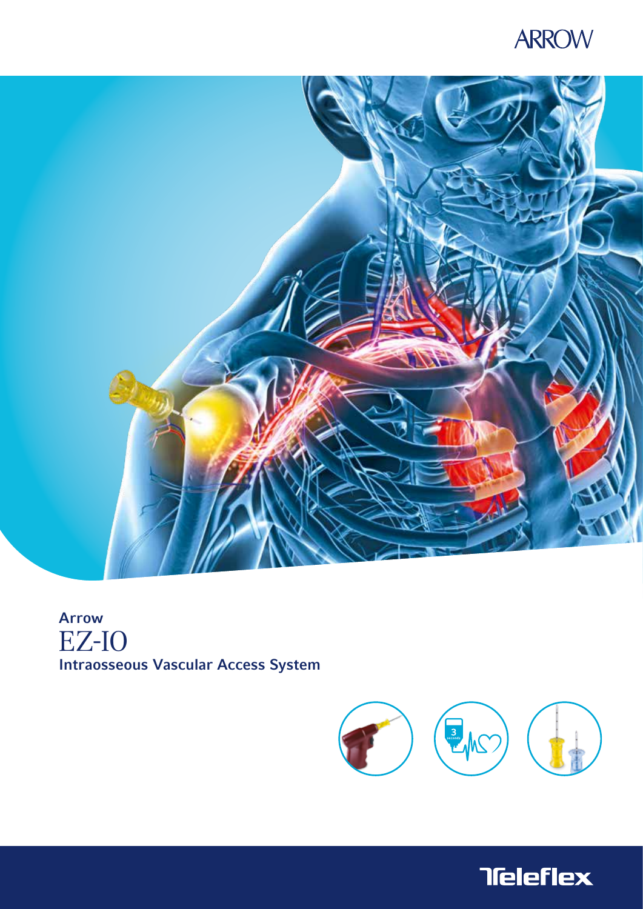ARROW

**Arrow**

# EZ-IO

**Intraosseous Vascular Access System**

Teleflex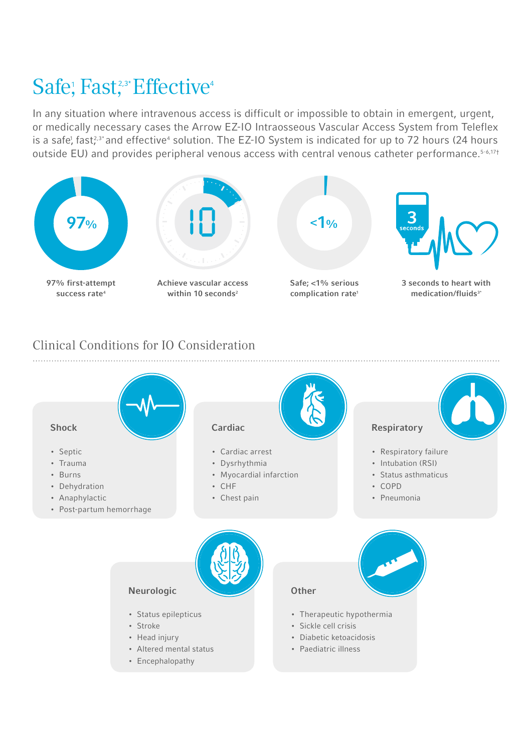# Safe[1] Fast[2,3*] Effective[4]

In any situation where intravenous access is difficult or impossible to obtain in emergent, urgent, or medically necessary cases the Arrow EZ-IO Intraosseous Vascular Access System from Teleflex is a safe[1] fast[2,3*] and effective[4] solution. The EZ-IO System is indicated for up to 72 hours (24 hours outside EU) and provides peripheral venous access with central venous catheter performance.[5-6,17†]

**97%**
97% first-attempt success rate[4]

**10**
Achieve vascular access within 10 seconds[2]

**<1%**
Safe; <1% serious complication rate[1]

**3 seconds**
3 seconds to heart with medication/fluids[3*]

## Clinical Conditions for IO Consideration

### Shock

- Septic
- Trauma
- Burns
- Dehydration
- Anaphylactic
- Post-partum hemorrhage

### Cardiac

- Cardiac arrest
- Dysrhythmia
- Myocardial infarction
- CHF
- Chest pain

### Respiratory

- Respiratory failure
- Intubation (RSI)
- Status asthmaticus
- COPD
- Pneumonia

### Neurologic

- Status epilepticus
- Stroke
- Head injury
- Altered mental status
- Encephalopathy

### Other

- Therapeutic hypothermia
- Sickle cell crisis
- Diabetic ketoacidosis
- Paediatric illness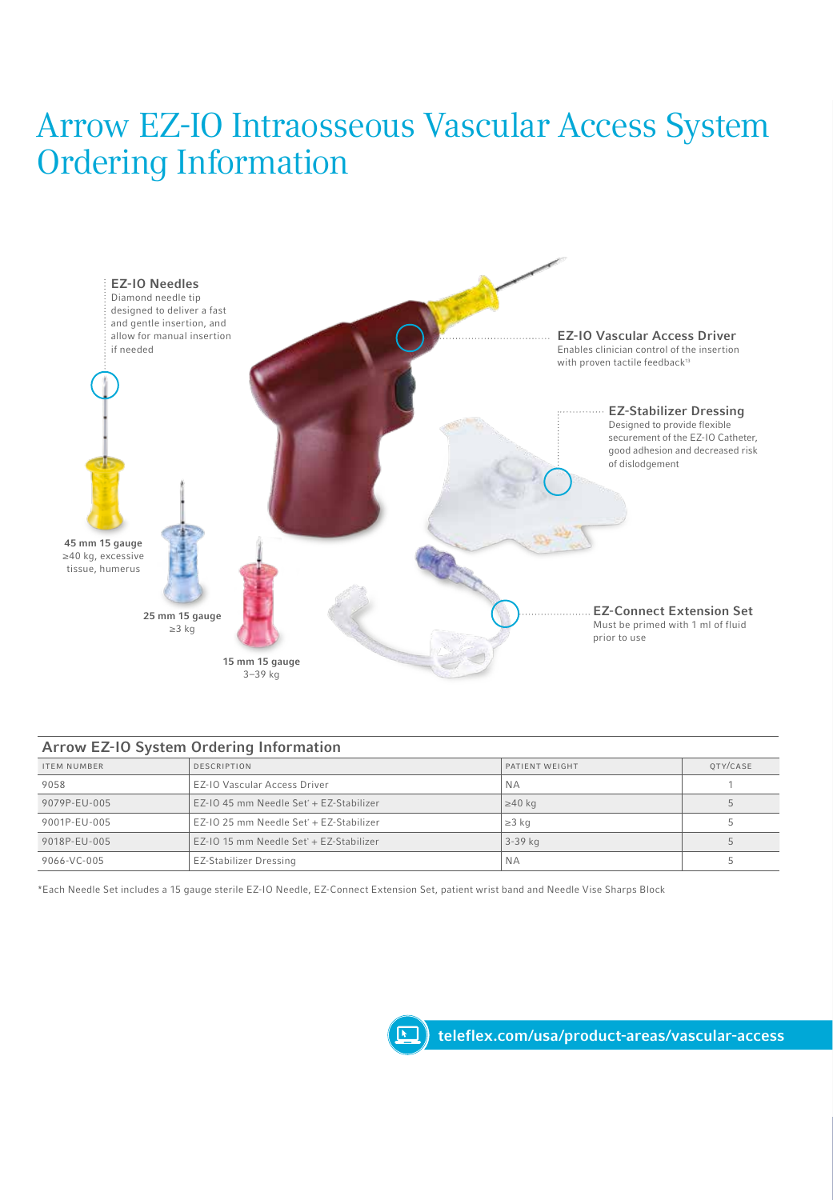# Arrow EZ-IO Intraosseous Vascular Access System Ordering Information

**EZ-IO Needles**
Diamond needle tip designed to deliver a fast and gentle insertion, and allow for manual insertion if needed

**EZ-IO Vascular Access Driver**
Enables clinician control of the insertion with proven tactile feedback[13]

**EZ-Stabilizer Dressing**
Designed to provide flexible securement of the EZ-IO Catheter, good adhesion and decreased risk of dislodgement

**45 mm 15 gauge**
≥40 kg, excessive tissue, humerus

**25 mm 15 gauge**
≥3 kg

**15 mm 15 gauge**
3–39 kg

**EZ-Connect Extension Set**
Must be primed with 1 ml of fluid prior to use

## Arrow EZ-IO System Ordering Information

| ITEM NUMBER | DESCRIPTION | PATIENT WEIGHT | QTY/CASE |
|---|---|---|---|
| 9058 | EZ-IO Vascular Access Driver | NA | 1 |
| 9079P-EU-005 | EZ-IO 45 mm Needle Set* + EZ-Stabilizer | ≥40 kg | 5 |
| 9001P-EU-005 | EZ-IO 25 mm Needle Set* + EZ-Stabilizer | ≥3 kg | 5 |
| 9018P-EU-005 | EZ-IO 15 mm Needle Set* + EZ-Stabilizer | 3-39 kg | 5 |
| 9066-VC-005 | EZ-Stabilizer Dressing | NA | 5 |

*Each Needle Set includes a 15 gauge sterile EZ-IO Needle, EZ-Connect Extension Set, patient wrist band and Needle Vise Sharps Block

teleflex.com/usa/product-areas/vascular-access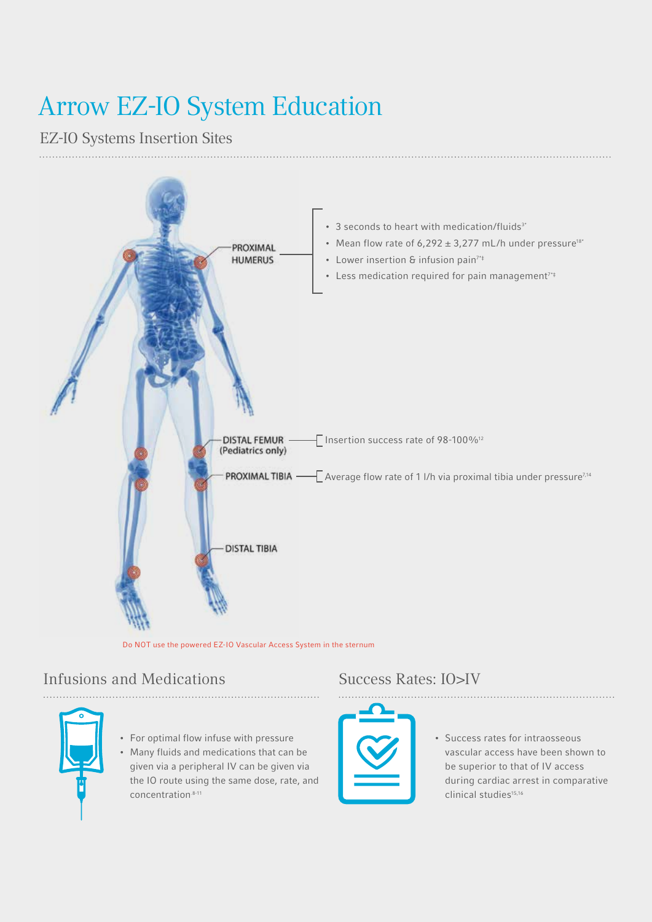# Arrow EZ-IO System Education

## EZ-IO Systems Insertion Sites

PROXIMAL HUMERUS

- 3 seconds to heart with medication/fluids[3*]
- Mean flow rate of 6,292 ± 3,277 mL/h under pressure[18*]
- Lower insertion & infusion pain[7*‡]
- Less medication required for pain management[7*‡]

DISTAL FEMUR (Pediatrics only)

- Insertion success rate of 98-100%[12]

PROXIMAL TIBIA

- Average flow rate of 1 l/h via proximal tibia under pressure[7,14]

DISTAL TIBIA

Do NOT use the powered EZ-IO Vascular Access System in the sternum

## Infusions and Medications

- For optimal flow infuse with pressure
- Many fluids and medications that can be given via a peripheral IV can be given via the IO route using the same dose, rate, and concentration[8-11]

## Success Rates: IO>IV

- Success rates for intraosseous vascular access have been shown to be superior to that of IV access during cardiac arrest in comparative clinical studies[15,16]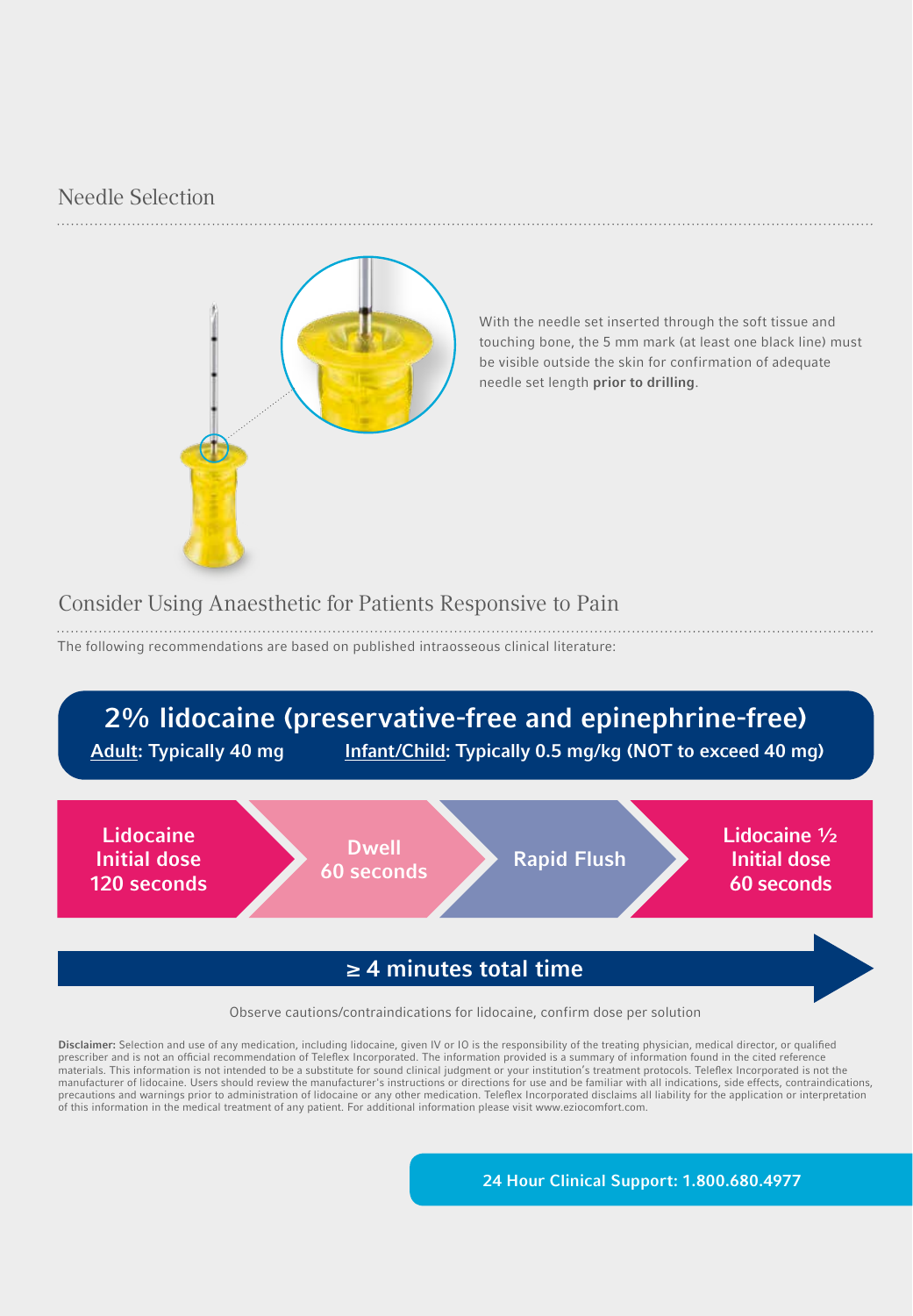## Needle Selection

With the needle set inserted through the soft tissue and touching bone, the 5 mm mark (at least one black line) must be visible outside the skin for confirmation of adequate needle set length **prior to drilling**.

## Consider Using Anaesthetic for Patients Responsive to Pain

The following recommendations are based on published intraosseous clinical literature:

**2% lidocaine (preservative-free and epinephrine-free)**

**Adult: Typically 40 mg** **Infant/Child: Typically 0.5 mg/kg (NOT to exceed 40 mg)**

**Lidocaine Initial dose 120 seconds** → **Dwell 60 seconds** → **Rapid Flush** → **Lidocaine ½ Initial dose 60 seconds**

**≥ 4 minutes total time**

Observe cautions/contraindications for lidocaine, confirm dose per solution

**Disclaimer:** Selection and use of any medication, including lidocaine, given IV or IO is the responsibility of the treating physician, medical director, or qualified prescriber and is not an official recommendation of Teleflex Incorporated. The information provided is a summary of information found in the cited reference materials. This information is not intended to be a substitute for sound clinical judgment or your institution's treatment protocols. Teleflex Incorporated is not the manufacturer of lidocaine. Users should review the manufacturer's instructions or directions for use and be familiar with all indications, side effects, contraindications, precautions and warnings prior to administration of lidocaine or any other medication. Teleflex Incorporated disclaims all liability for the application or interpretation of this information in the medical treatment of any patient. For additional information please visit www.eziocomfort.com.

**24 Hour Clinical Support: 1.800.680.4977**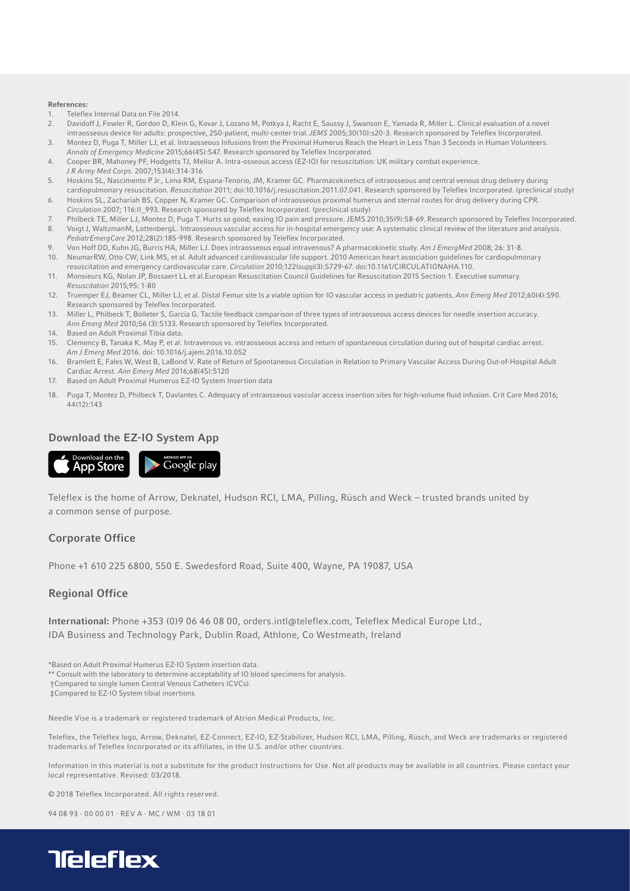**References:**

1. Teleflex Internal Data on File 2014.
2. Davidoff J, Fowler R, Gordon D, Klein G, Kovar J, Lozano M, Potkya J, Racht E, Saussy J, Swanson E, Yamada R, Miller L. Clinical evaluation of a novel intraosseous device for adults: prospective, 250-patient, multi-center trial. *JEMS* 2005;30(10):s20-3. Research sponsored by Teleflex Incorporated.
3. Montez D, Puga T, Miller LJ, et al. Intraosseous Infusions from the Proximal Humerus Reach the Heart in Less Than 3 Seconds in Human Volunteers. *Annals of Emergency Medicine* 2015;66(4S):S47. Research sponsored by Teleflex Incorporated.
4. Cooper BR, Mahoney PF, Hodgetts TJ, Mellor A. Intra-osseous access (EZ-IO) for resuscitation: UK military combat experience. *J R Army Med Corps.* 2007;153(4):314-316
5. Hoskins SL, Nascimento P Jr., Lima RM, Espana-Tenorio, JM, Kramer GC. Pharmacokinetics of intraosseous and central venous drug delivery during cardiopulmonary resuscitation. *Resuscitation* 2011; doi:10.1016/j.resuscitation.2011.07.041. Research sponsored by Teleflex Incorporated. (preclinical study)
6. Hoskins SL, Zachariah BS, Copper N, Kramer GC. Comparison of intraosseous proximal humerus and sternal routes for drug delivery during CPR. *Circulation* 2007; 116:II_993. Research sponsored by Teleflex Incorporated. (preclinical study)
7. Philbeck TE, Miller LJ, Montez D, Puga T. Hurts so good; easing IO pain and pressure. JEMS 2010;35(9):58-69. Research sponsored by Teleflex Incorporated.
8. Voigt J, WaltzmanM, LottenbergL. Intraosseous vascular access for in-hospital emergency use: A systematic clinical review of the literature and analysis. *PediatrEmergCare* 2012;28(2):185-998. Research sponsored by Teleflex Incorporated.
9. Von Hoff DD, Kuhn JG, Burris HA, Miller LJ. Does intraosseous equal intravenous? A pharmacokinetic study. *Am J EmergMed* 2008; 26: 31-8.
10. NeumarRW, Otto CW, Link MS, et al. Adult advanced cardiovascular life support. 2010 American heart association guidelines for cardiopulmonary resuscitation and emergency cardiovascular care. *Circulation* 2010;122(suppl3):S729-67. doi:10.1161/CIRCULATIONAHA.110.
11. Monsieurs KG, Nolan JP, Bossaert LL et al.European Resuscitation Council Guidelines for Resuscitation 2015 Section 1. Executive summary. *Resuscitation* 2015;95: 1-80
12. Truemper EJ, Beamer CL, Miller LJ, et al. Distal Femur site Is a viable option for IO vascular access in pediatric patients. *Ann Emerg Med* 2012;60(4):S90. Research sponsored by Teleflex Incorporated.
13. Miller L, Philbeck T, Bolleter S, Garcia G. Tactile feedback comparison of three types of intraosseous access devices for needle insertion accuracy. *Ann Emerg Med* 2010;56 (3):S133. Research sponsored by Teleflex Incorporated.
14. Based on Adult Proximal Tibia data.
15. Clemency B, Tanaka K, May P, et al. Intravenous vs. intraosseous access and return of spontaneous circulation during out of hospital cardiac arrest. *Am J Emerg Med* 2016. doi: 10.1016/j.ajem.2016.10.052
16. Bramlett E, Fales W, West B, LaBond V. Rate of Return of Spontaneous Circulation in Relation to Primary Vascular Access During Out-of-Hospital Adult Cardiac Arrest. *Ann Emerg Med* 2016;68(4S):S120
17. Based on Adult Proximal Humerus EZ-IO System Insertion data
18. Puga T, Montez D, Philbeck T, Davlantes C. Adequacy of intraosseous vascular access insertion sites for high-volume fluid infusion. Crit Care Med 2016; 44(12):143

## Download the EZ-IO System App

Download on the App Store

ANDROID APP ON Google play

Teleflex is the home of Arrow, Deknatel, Hudson RCI, LMA, Pilling, Rüsch and Weck – trusted brands united by a common sense of purpose.

## Corporate Office

Phone +1 610 225 6800, 550 E. Swedesford Road, Suite 400, Wayne, PA 19087, USA

## Regional Office

**International:** Phone +353 (0)9 06 46 08 00, orders.intl@teleflex.com, Teleflex Medical Europe Ltd., IDA Business and Technology Park, Dublin Road, Athlone, Co Westmeath, Ireland

*Based on Adult Proximal Humerus EZ-IO System insertion data.
** Consult with the laboratory to determine acceptability of IO blood specimens for analysis.
†Compared to single lumen Central Venous Catheters (CVCs).
‡Compared to EZ-IO System tibial insertions

Needle Vise is a trademark or registered trademark of Atrion Medical Products, Inc.

Teleflex, the Teleflex logo, Arrow, Deknatel, EZ-Connect, EZ-IO, EZ-Stabilizer, Hudson RCI, LMA, Pilling, Rüsch, and Weck are trademarks or registered trademarks of Teleflex Incorporated or its affiliates, in the U.S. and/or other countries.

Information in this material is not a substitute for the product Instructions for Use. Not all products may be available in all countries. Please contact your local representative. Revised: 03/2018.

© 2018 Teleflex Incorporated. All rights reserved.

94 08 93 - 00 00 01 · REV A · MC / WM · 03 18 01

Teleflex